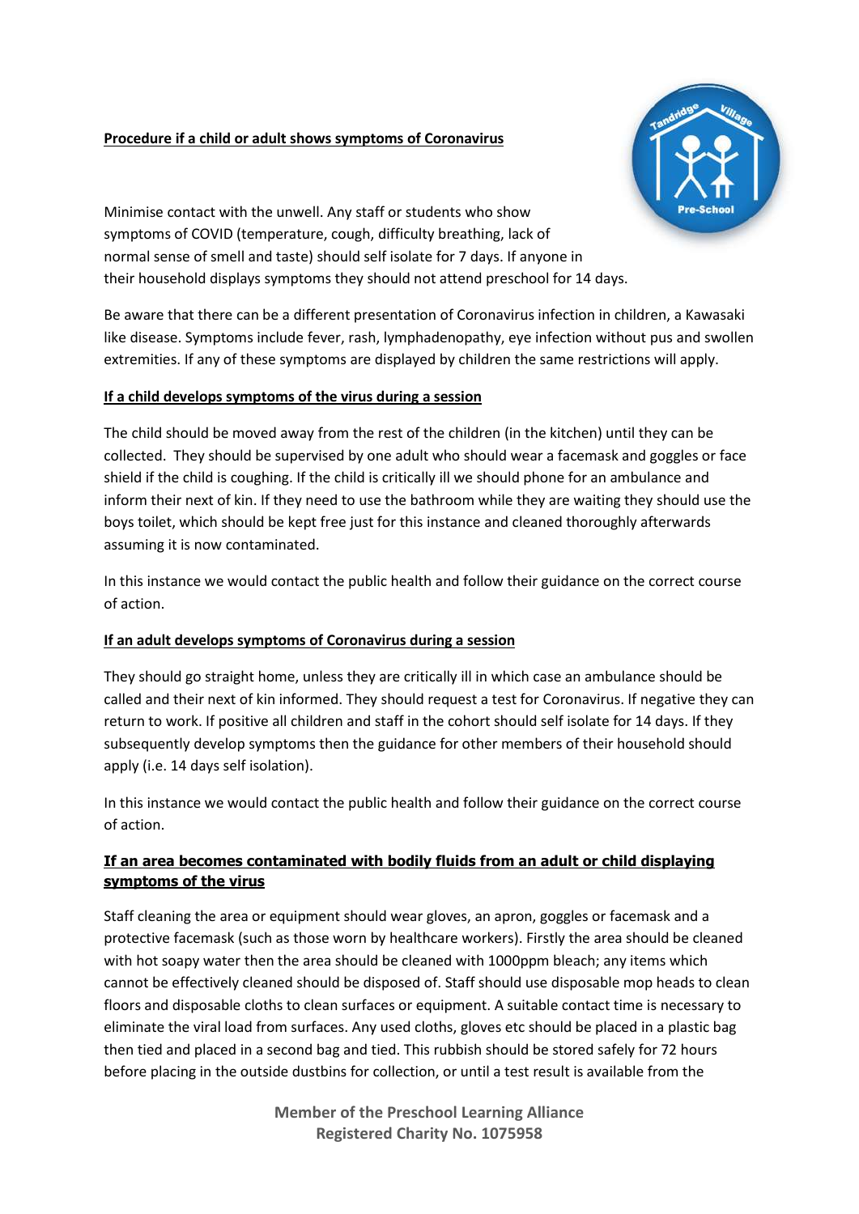**Procedure if a child or adult shows symptoms of Coronavirus**

Minimise contact with the unwell. Any staff or students who show symptoms of COVID (temperature, cough, difficulty breathing, lack of normal sense of smell and taste) should self isolate for 7 days. If anyone in their household displays symptoms they should not attend preschool for 14 days.

Be aware that there can be a different presentation of Coronavirus infection in children, a Kawasaki like disease. Symptoms include fever, rash, lymphadenopathy, eye infection without pus and swollen extremities. If any of these symptoms are displayed by children the same restrictions will apply.

**If a child develops symptoms of the virus during a session**

The child should be moved away from the rest of the children (in the kitchen) until they can be collected. They should be supervised by one adult who should wear a facemask and goggles or face shield if the child is coughing. If the child is critically ill we should phone for an ambulance and inform their next of kin. If they need to use the bathroom while they are waiting they should use the boys toilet, which should be kept free just for this instance and cleaned thoroughly afterwards assuming it is now contaminated.

In this instance we would contact the public health and follow their guidance on the correct course of action.

**If an adult develops symptoms of Coronavirus during a session**

They should go straight home, unless they are critically ill in which case an ambulance should be called and their next of kin informed. They should request a test for Coronavirus. If negative they can return to work. If positive all children and staff in the cohort should self isolate for 14 days. If they subsequently develop symptoms then the guidance for other members of their household should apply (i.e. 14 days self isolation).

In this instance we would contact the public health and follow their guidance on the correct course of action.

**If an area becomes contaminated with bodily fluids from an adult or child displaying symptoms of the virus**

Staff cleaning the area or equipment should wear gloves, an apron, goggles or facemask and a protective facemask (such as those worn by healthcare workers). Firstly the area should be cleaned with hot soapy water then the area should be cleaned with 1000ppm bleach; any items which cannot be effectively cleaned should be disposed of. Staff should use disposable mop heads to clean floors and disposable cloths to clean surfaces or equipment. A suitable contact time is necessary to eliminate the viral load from surfaces. Any used cloths, gloves etc should be placed in a plastic bag then tied and placed in a second bag and tied. This rubbish should be stored safely for 72 hours before placing in the outside dustbins for collection, or until a test result is available from the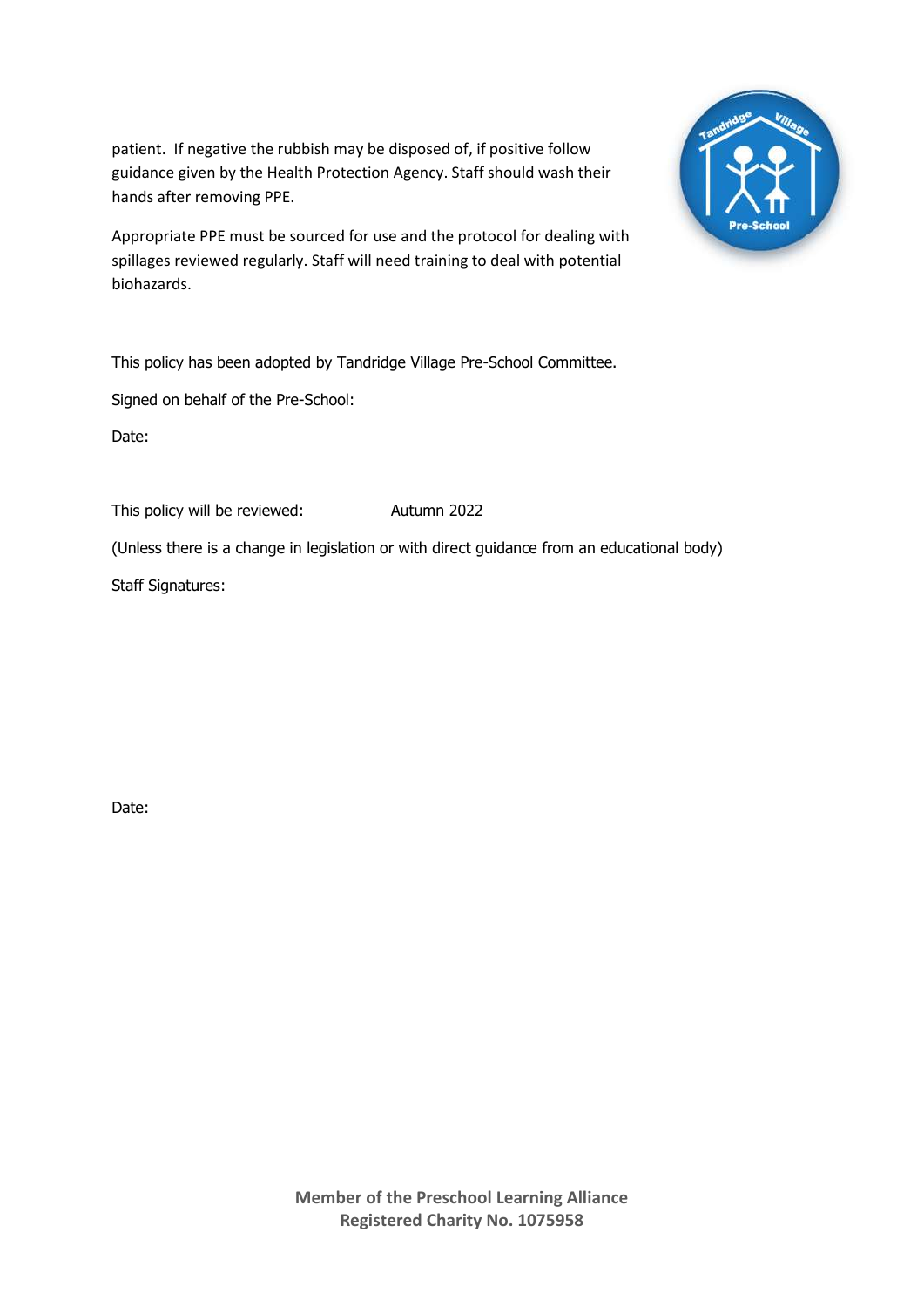patient. If negative the rubbish may be disposed of, if positive follow guidance given by the Health Protection Agency. Staff should wash their hands after removing PPE.

Appropriate PPE must be sourced for use and the protocol for dealing with spillages reviewed regularly. Staff will need training to deal with potential biohazards.

This policy has been adopted by Tandridge Village Pre-School Committee.

Signed on behalf of the Pre-School:

Date:

This policy will be reviewed: Autumn 2022

(Unless there is a change in legislation or with direct guidance from an educational body)

Staff Signatures:

Date:

**Member of the Preschool Learning Alliance**
**Registered Charity No. 1075958**